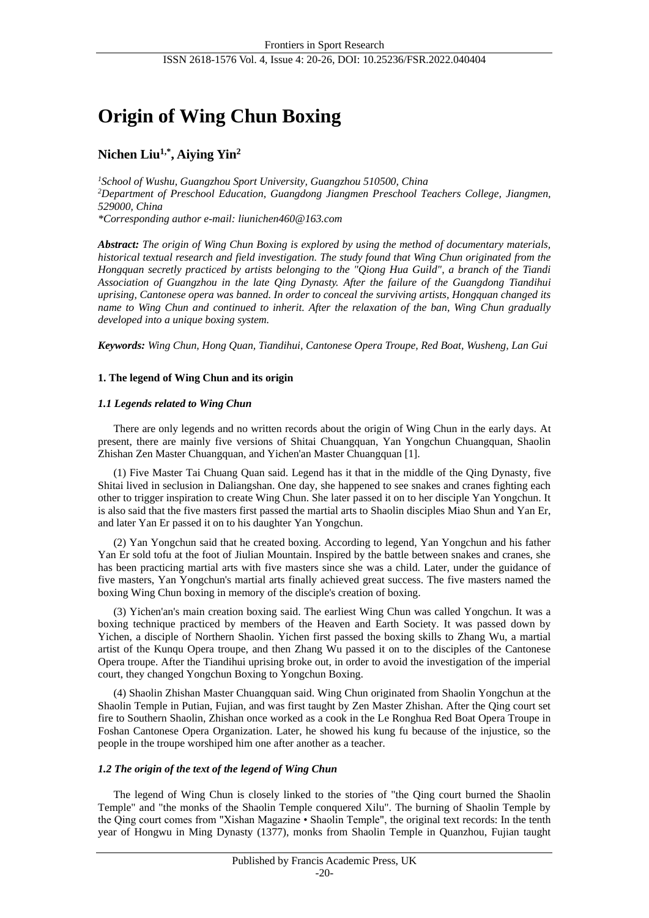# Origin of Wing Chun Boxing

**Nichen Liu[1,*], Aiying Yin[2]**

*[1]School of Wushu, Guangzhou Sport University, Guangzhou 510500, China*
*[2]Department of Preschool Education, Guangdong Jiangmen Preschool Teachers College, Jiangmen, 529000, China*
*\*Corresponding author e-mail: liunichen460@163.com*

***Abstract:*** *The origin of Wing Chun Boxing is explored by using the method of documentary materials, historical textual research and field investigation. The study found that Wing Chun originated from the Hongquan secretly practiced by artists belonging to the "Qiong Hua Guild", a branch of the Tiandi Association of Guangzhou in the late Qing Dynasty. After the failure of the Guangdong Tiandihui uprising, Cantonese opera was banned. In order to conceal the surviving artists, Hongquan changed its name to Wing Chun and continued to inherit. After the relaxation of the ban, Wing Chun gradually developed into a unique boxing system.*

***Keywords:*** *Wing Chun, Hong Quan, Tiandihui, Cantonese Opera Troupe, Red Boat, Wusheng, Lan Gui*

## 1. The legend of Wing Chun and its origin

### *1.1 Legends related to Wing Chun*

There are only legends and no written records about the origin of Wing Chun in the early days. At present, there are mainly five versions of Shitai Chuangquan, Yan Yongchun Chuangquan, Shaolin Zhishan Zen Master Chuangquan, and Yichen'an Master Chuangquan [1].

(1) Five Master Tai Chuang Quan said. Legend has it that in the middle of the Qing Dynasty, five Shitai lived in seclusion in Daliangshan. One day, she happened to see snakes and cranes fighting each other to trigger inspiration to create Wing Chun. She later passed it on to her disciple Yan Yongchun. It is also said that the five masters first passed the martial arts to Shaolin disciples Miao Shun and Yan Er, and later Yan Er passed it on to his daughter Yan Yongchun.

(2) Yan Yongchun said that he created boxing. According to legend, Yan Yongchun and his father Yan Er sold tofu at the foot of Jiulian Mountain. Inspired by the battle between snakes and cranes, she has been practicing martial arts with five masters since she was a child. Later, under the guidance of five masters, Yan Yongchun's martial arts finally achieved great success. The five masters named the boxing Wing Chun boxing in memory of the disciple's creation of boxing.

(3) Yichen'an's main creation boxing said. The earliest Wing Chun was called Yongchun. It was a boxing technique practiced by members of the Heaven and Earth Society. It was passed down by Yichen, a disciple of Northern Shaolin. Yichen first passed the boxing skills to Zhang Wu, a martial artist of the Kunqu Opera troupe, and then Zhang Wu passed it on to the disciples of the Cantonese Opera troupe. After the Tiandihui uprising broke out, in order to avoid the investigation of the imperial court, they changed Yongchun Boxing to Yongchun Boxing.

(4) Shaolin Zhishan Master Chuangquan said. Wing Chun originated from Shaolin Yongchun at the Shaolin Temple in Putian, Fujian, and was first taught by Zen Master Zhishan. After the Qing court set fire to Southern Shaolin, Zhishan once worked as a cook in the Le Ronghua Red Boat Opera Troupe in Foshan Cantonese Opera Organization. Later, he showed his kung fu because of the injustice, so the people in the troupe worshiped him one after another as a teacher.

### *1.2 The origin of the text of the legend of Wing Chun*

The legend of Wing Chun is closely linked to the stories of "the Qing court burned the Shaolin Temple" and "the monks of the Shaolin Temple conquered Xilu". The burning of Shaolin Temple by the Qing court comes from "Xishan Magazine • Shaolin Temple", the original text records: In the tenth year of Hongwu in Ming Dynasty (1377), monks from Shaolin Temple in Quanzhou, Fujian taught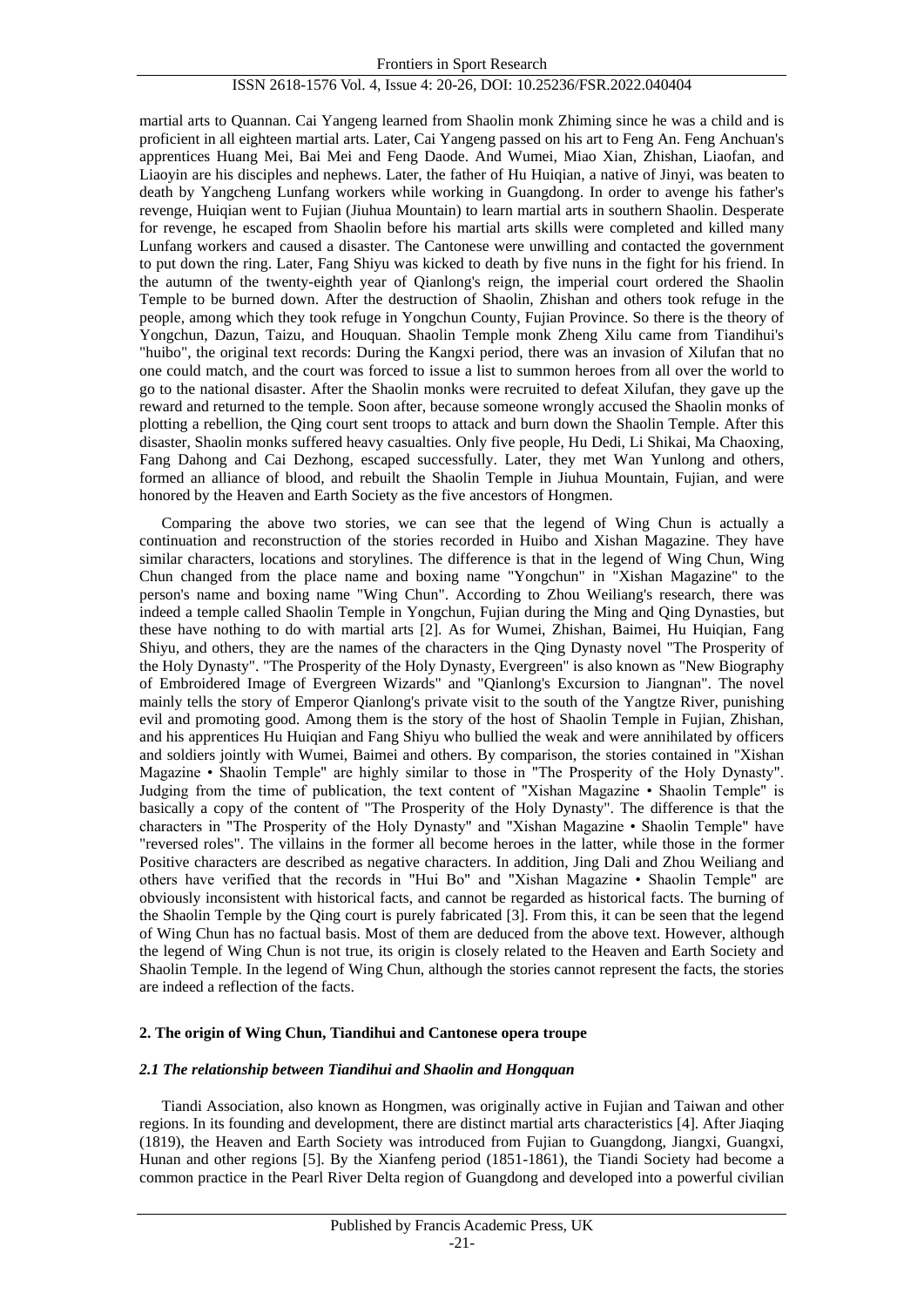martial arts to Quannan. Cai Yangeng learned from Shaolin monk Zhiming since he was a child and is proficient in all eighteen martial arts. Later, Cai Yangeng passed on his art to Feng An. Feng Anchuan's apprentices Huang Mei, Bai Mei and Feng Daode. And Wumei, Miao Xian, Zhishan, Liaofan, and Liaoyin are his disciples and nephews. Later, the father of Hu Huiqian, a native of Jinyi, was beaten to death by Yangcheng Lunfang workers while working in Guangdong. In order to avenge his father's revenge, Huiqian went to Fujian (Jiuhua Mountain) to learn martial arts in southern Shaolin. Desperate for revenge, he escaped from Shaolin before his martial arts skills were completed and killed many Lunfang workers and caused a disaster. The Cantonese were unwilling and contacted the government to put down the ring. Later, Fang Shiyu was kicked to death by five nuns in the fight for his friend. In the autumn of the twenty-eighth year of Qianlong's reign, the imperial court ordered the Shaolin Temple to be burned down. After the destruction of Shaolin, Zhishan and others took refuge in the people, among which they took refuge in Yongchun County, Fujian Province. So there is the theory of Yongchun, Dazun, Taizu, and Houquan. Shaolin Temple monk Zheng Xilu came from Tiandihui's "huibo", the original text records: During the Kangxi period, there was an invasion of Xilufan that no one could match, and the court was forced to issue a list to summon heroes from all over the world to go to the national disaster. After the Shaolin monks were recruited to defeat Xilufan, they gave up the reward and returned to the temple. Soon after, because someone wrongly accused the Shaolin monks of plotting a rebellion, the Qing court sent troops to attack and burn down the Shaolin Temple. After this disaster, Shaolin monks suffered heavy casualties. Only five people, Hu Dedi, Li Shikai, Ma Chaoxing, Fang Dahong and Cai Dezhong, escaped successfully. Later, they met Wan Yunlong and others, formed an alliance of blood, and rebuilt the Shaolin Temple in Jiuhua Mountain, Fujian, and were honored by the Heaven and Earth Society as the five ancestors of Hongmen.

Comparing the above two stories, we can see that the legend of Wing Chun is actually a continuation and reconstruction of the stories recorded in Huibo and Xishan Magazine. They have similar characters, locations and storylines. The difference is that in the legend of Wing Chun, Wing Chun changed from the place name and boxing name "Yongchun" in "Xishan Magazine" to the person's name and boxing name "Wing Chun". According to Zhou Weiliang's research, there was indeed a temple called Shaolin Temple in Yongchun, Fujian during the Ming and Qing Dynasties, but these have nothing to do with martial arts [2]. As for Wumei, Zhishan, Baimei, Hu Huiqian, Fang Shiyu, and others, they are the names of the characters in the Qing Dynasty novel "The Prosperity of the Holy Dynasty". "The Prosperity of the Holy Dynasty, Evergreen" is also known as "New Biography of Embroidered Image of Evergreen Wizards" and "Qianlong's Excursion to Jiangnan". The novel mainly tells the story of Emperor Qianlong's private visit to the south of the Yangtze River, punishing evil and promoting good. Among them is the story of the host of Shaolin Temple in Fujian, Zhishan, and his apprentices Hu Huiqian and Fang Shiyu who bullied the weak and were annihilated by officers and soldiers jointly with Wumei, Baimei and others. By comparison, the stories contained in "Xishan Magazine • Shaolin Temple" are highly similar to those in "The Prosperity of the Holy Dynasty". Judging from the time of publication, the text content of "Xishan Magazine • Shaolin Temple" is basically a copy of the content of "The Prosperity of the Holy Dynasty". The difference is that the characters in "The Prosperity of the Holy Dynasty" and "Xishan Magazine • Shaolin Temple" have "reversed roles". The villains in the former all become heroes in the latter, while those in the former Positive characters are described as negative characters. In addition, Jing Dali and Zhou Weiliang and others have verified that the records in "Hui Bo" and "Xishan Magazine • Shaolin Temple" are obviously inconsistent with historical facts, and cannot be regarded as historical facts. The burning of the Shaolin Temple by the Qing court is purely fabricated [3]. From this, it can be seen that the legend of Wing Chun has no factual basis. Most of them are deduced from the above text. However, although the legend of Wing Chun is not true, its origin is closely related to the Heaven and Earth Society and Shaolin Temple. In the legend of Wing Chun, although the stories cannot represent the facts, the stories are indeed a reflection of the facts.

## 2. The origin of Wing Chun, Tiandihui and Cantonese opera troupe

### *2.1 The relationship between Tiandihui and Shaolin and Hongquan*

Tiandi Association, also known as Hongmen, was originally active in Fujian and Taiwan and other regions. In its founding and development, there are distinct martial arts characteristics [4]. After Jiaqing (1819), the Heaven and Earth Society was introduced from Fujian to Guangdong, Jiangxi, Guangxi, Hunan and other regions [5]. By the Xianfeng period (1851-1861), the Tiandi Society had become a common practice in the Pearl River Delta region of Guangdong and developed into a powerful civilian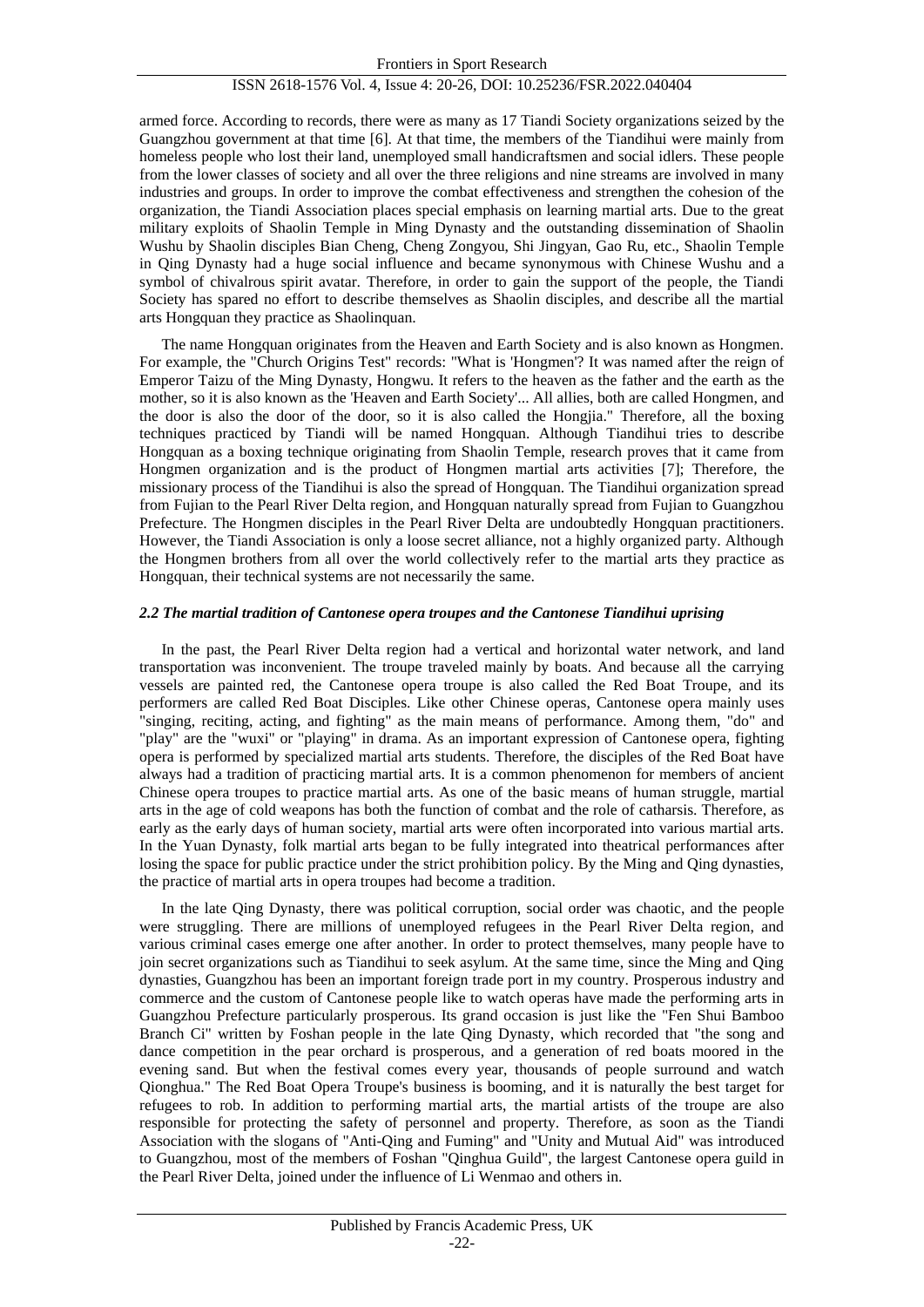armed force. According to records, there were as many as 17 Tiandi Society organizations seized by the Guangzhou government at that time [6]. At that time, the members of the Tiandihui were mainly from homeless people who lost their land, unemployed small handicraftsmen and social idlers. These people from the lower classes of society and all over the three religions and nine streams are involved in many industries and groups. In order to improve the combat effectiveness and strengthen the cohesion of the organization, the Tiandi Association places special emphasis on learning martial arts. Due to the great military exploits of Shaolin Temple in Ming Dynasty and the outstanding dissemination of Shaolin Wushu by Shaolin disciples Bian Cheng, Cheng Zongyou, Shi Jingyan, Gao Ru, etc., Shaolin Temple in Qing Dynasty had a huge social influence and became synonymous with Chinese Wushu and a symbol of chivalrous spirit avatar. Therefore, in order to gain the support of the people, the Tiandi Society has spared no effort to describe themselves as Shaolin disciples, and describe all the martial arts Hongquan they practice as Shaolinquan.

The name Hongquan originates from the Heaven and Earth Society and is also known as Hongmen. For example, the "Church Origins Test" records: "What is 'Hongmen'? It was named after the reign of Emperor Taizu of the Ming Dynasty, Hongwu. It refers to the heaven as the father and the earth as the mother, so it is also known as the 'Heaven and Earth Society'... All allies, both are called Hongmen, and the door is also the door of the door, so it is also called the Hongjia." Therefore, all the boxing techniques practiced by Tiandi will be named Hongquan. Although Tiandihui tries to describe Hongquan as a boxing technique originating from Shaolin Temple, research proves that it came from Hongmen organization and is the product of Hongmen martial arts activities [7]; Therefore, the missionary process of the Tiandihui is also the spread of Hongquan. The Tiandihui organization spread from Fujian to the Pearl River Delta region, and Hongquan naturally spread from Fujian to Guangzhou Prefecture. The Hongmen disciples in the Pearl River Delta are undoubtedly Hongquan practitioners. However, the Tiandi Association is only a loose secret alliance, not a highly organized party. Although the Hongmen brothers from all over the world collectively refer to the martial arts they practice as Hongquan, their technical systems are not necessarily the same.

### *2.2 The martial tradition of Cantonese opera troupes and the Cantonese Tiandihui uprising*

In the past, the Pearl River Delta region had a vertical and horizontal water network, and land transportation was inconvenient. The troupe traveled mainly by boats. And because all the carrying vessels are painted red, the Cantonese opera troupe is also called the Red Boat Troupe, and its performers are called Red Boat Disciples. Like other Chinese operas, Cantonese opera mainly uses "singing, reciting, acting, and fighting" as the main means of performance. Among them, "do" and "play" are the "wuxi" or "playing" in drama. As an important expression of Cantonese opera, fighting opera is performed by specialized martial arts students. Therefore, the disciples of the Red Boat have always had a tradition of practicing martial arts. It is a common phenomenon for members of ancient Chinese opera troupes to practice martial arts. As one of the basic means of human struggle, martial arts in the age of cold weapons has both the function of combat and the role of catharsis. Therefore, as early as the early days of human society, martial arts were often incorporated into various martial arts. In the Yuan Dynasty, folk martial arts began to be fully integrated into theatrical performances after losing the space for public practice under the strict prohibition policy. By the Ming and Qing dynasties, the practice of martial arts in opera troupes had become a tradition.

In the late Qing Dynasty, there was political corruption, social order was chaotic, and the people were struggling. There are millions of unemployed refugees in the Pearl River Delta region, and various criminal cases emerge one after another. In order to protect themselves, many people have to join secret organizations such as Tiandihui to seek asylum. At the same time, since the Ming and Qing dynasties, Guangzhou has been an important foreign trade port in my country. Prosperous industry and commerce and the custom of Cantonese people like to watch operas have made the performing arts in Guangzhou Prefecture particularly prosperous. Its grand occasion is just like the "Fen Shui Bamboo Branch Ci" written by Foshan people in the late Qing Dynasty, which recorded that "the song and dance competition in the pear orchard is prosperous, and a generation of red boats moored in the evening sand. But when the festival comes every year, thousands of people surround and watch Qionghua." The Red Boat Opera Troupe's business is booming, and it is naturally the best target for refugees to rob. In addition to performing martial arts, the martial artists of the troupe are also responsible for protecting the safety of personnel and property. Therefore, as soon as the Tiandi Association with the slogans of "Anti-Qing and Fuming" and "Unity and Mutual Aid" was introduced to Guangzhou, most of the members of Foshan "Qinghua Guild", the largest Cantonese opera guild in the Pearl River Delta, joined under the influence of Li Wenmao and others in.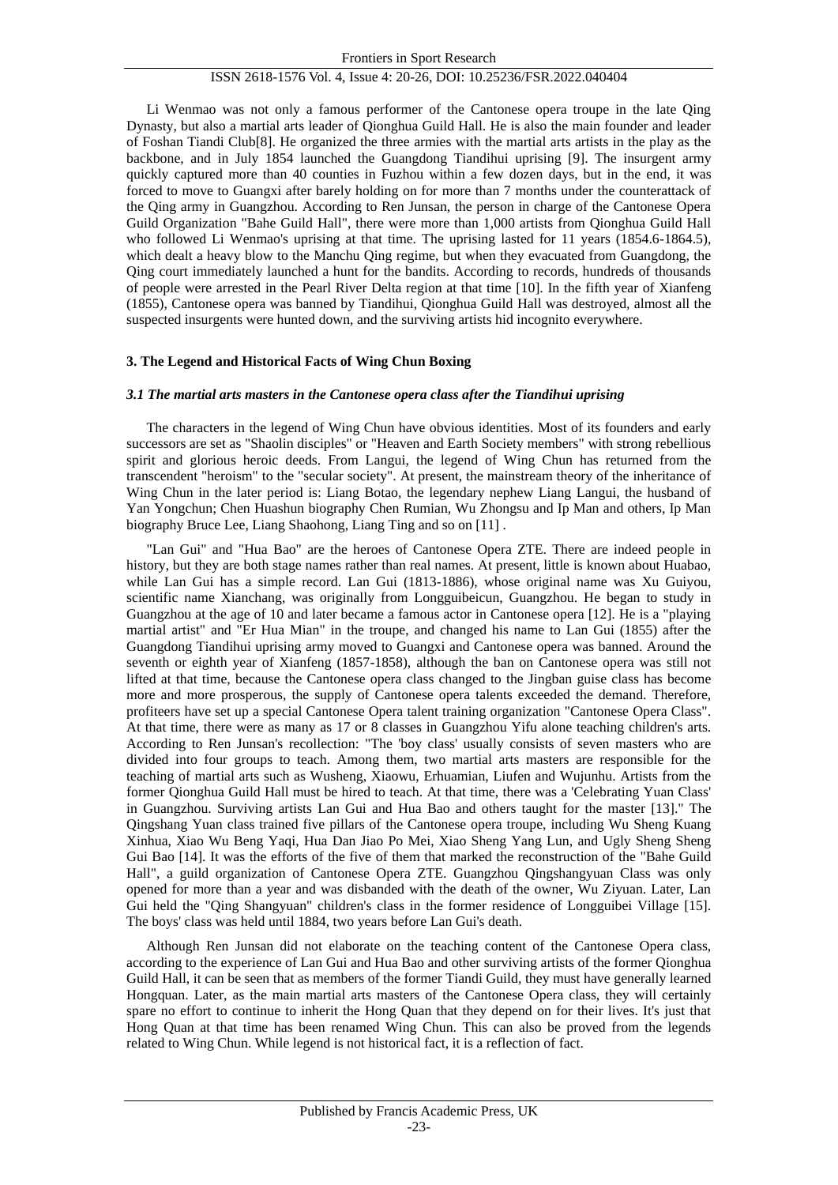Li Wenmao was not only a famous performer of the Cantonese opera troupe in the late Qing Dynasty, but also a martial arts leader of Qionghua Guild Hall. He is also the main founder and leader of Foshan Tiandi Club[8]. He organized the three armies with the martial arts artists in the play as the backbone, and in July 1854 launched the Guangdong Tiandihui uprising [9]. The insurgent army quickly captured more than 40 counties in Fuzhou within a few dozen days, but in the end, it was forced to move to Guangxi after barely holding on for more than 7 months under the counterattack of the Qing army in Guangzhou. According to Ren Junsan, the person in charge of the Cantonese Opera Guild Organization "Bahe Guild Hall", there were more than 1,000 artists from Qionghua Guild Hall who followed Li Wenmao's uprising at that time. The uprising lasted for 11 years (1854.6-1864.5), which dealt a heavy blow to the Manchu Qing regime, but when they evacuated from Guangdong, the Qing court immediately launched a hunt for the bandits. According to records, hundreds of thousands of people were arrested in the Pearl River Delta region at that time [10]. In the fifth year of Xianfeng (1855), Cantonese opera was banned by Tiandihui, Qionghua Guild Hall was destroyed, almost all the suspected insurgents were hunted down, and the surviving artists hid incognito everywhere.

## 3. The Legend and Historical Facts of Wing Chun Boxing

### *3.1 The martial arts masters in the Cantonese opera class after the Tiandihui uprising*

The characters in the legend of Wing Chun have obvious identities. Most of its founders and early successors are set as "Shaolin disciples" or "Heaven and Earth Society members" with strong rebellious spirit and glorious heroic deeds. From Langui, the legend of Wing Chun has returned from the transcendent "heroism" to the "secular society". At present, the mainstream theory of the inheritance of Wing Chun in the later period is: Liang Botao, the legendary nephew Liang Langui, the husband of Yan Yongchun; Chen Huashun biography Chen Rumian, Wu Zhongsu and Ip Man and others, Ip Man biography Bruce Lee, Liang Shaohong, Liang Ting and so on [11] .

"Lan Gui" and "Hua Bao" are the heroes of Cantonese Opera ZTE. There are indeed people in history, but they are both stage names rather than real names. At present, little is known about Huabao, while Lan Gui has a simple record. Lan Gui (1813-1886), whose original name was Xu Guiyou, scientific name Xianchang, was originally from Longguibeicun, Guangzhou. He began to study in Guangzhou at the age of 10 and later became a famous actor in Cantonese opera [12]. He is a "playing martial artist" and "Er Hua Mian" in the troupe, and changed his name to Lan Gui (1855) after the Guangdong Tiandihui uprising army moved to Guangxi and Cantonese opera was banned. Around the seventh or eighth year of Xianfeng (1857-1858), although the ban on Cantonese opera was still not lifted at that time, because the Cantonese opera class changed to the Jingban guise class has become more and more prosperous, the supply of Cantonese opera talents exceeded the demand. Therefore, profiteers have set up a special Cantonese Opera talent training organization "Cantonese Opera Class". At that time, there were as many as 17 or 8 classes in Guangzhou Yifu alone teaching children's arts. According to Ren Junsan's recollection: "The 'boy class' usually consists of seven masters who are divided into four groups to teach. Among them, two martial arts masters are responsible for the teaching of martial arts such as Wusheng, Xiaowu, Erhuamian, Liufen and Wujunhu. Artists from the former Qionghua Guild Hall must be hired to teach. At that time, there was a 'Celebrating Yuan Class' in Guangzhou. Surviving artists Lan Gui and Hua Bao and others taught for the master [13]." The Qingshang Yuan class trained five pillars of the Cantonese opera troupe, including Wu Sheng Kuang Xinhua, Xiao Wu Beng Yaqi, Hua Dan Jiao Po Mei, Xiao Sheng Yang Lun, and Ugly Sheng Sheng Gui Bao [14]. It was the efforts of the five of them that marked the reconstruction of the "Bahe Guild Hall", a guild organization of Cantonese Opera ZTE. Guangzhou Qingshangyuan Class was only opened for more than a year and was disbanded with the death of the owner, Wu Ziyuan. Later, Lan Gui held the "Qing Shangyuan" children's class in the former residence of Longguibei Village [15]. The boys' class was held until 1884, two years before Lan Gui's death.

Although Ren Junsan did not elaborate on the teaching content of the Cantonese Opera class, according to the experience of Lan Gui and Hua Bao and other surviving artists of the former Qionghua Guild Hall, it can be seen that as members of the former Tiandi Guild, they must have generally learned Hongquan. Later, as the main martial arts masters of the Cantonese Opera class, they will certainly spare no effort to continue to inherit the Hong Quan that they depend on for their lives. It's just that Hong Quan at that time has been renamed Wing Chun. This can also be proved from the legends related to Wing Chun. While legend is not historical fact, it is a reflection of fact.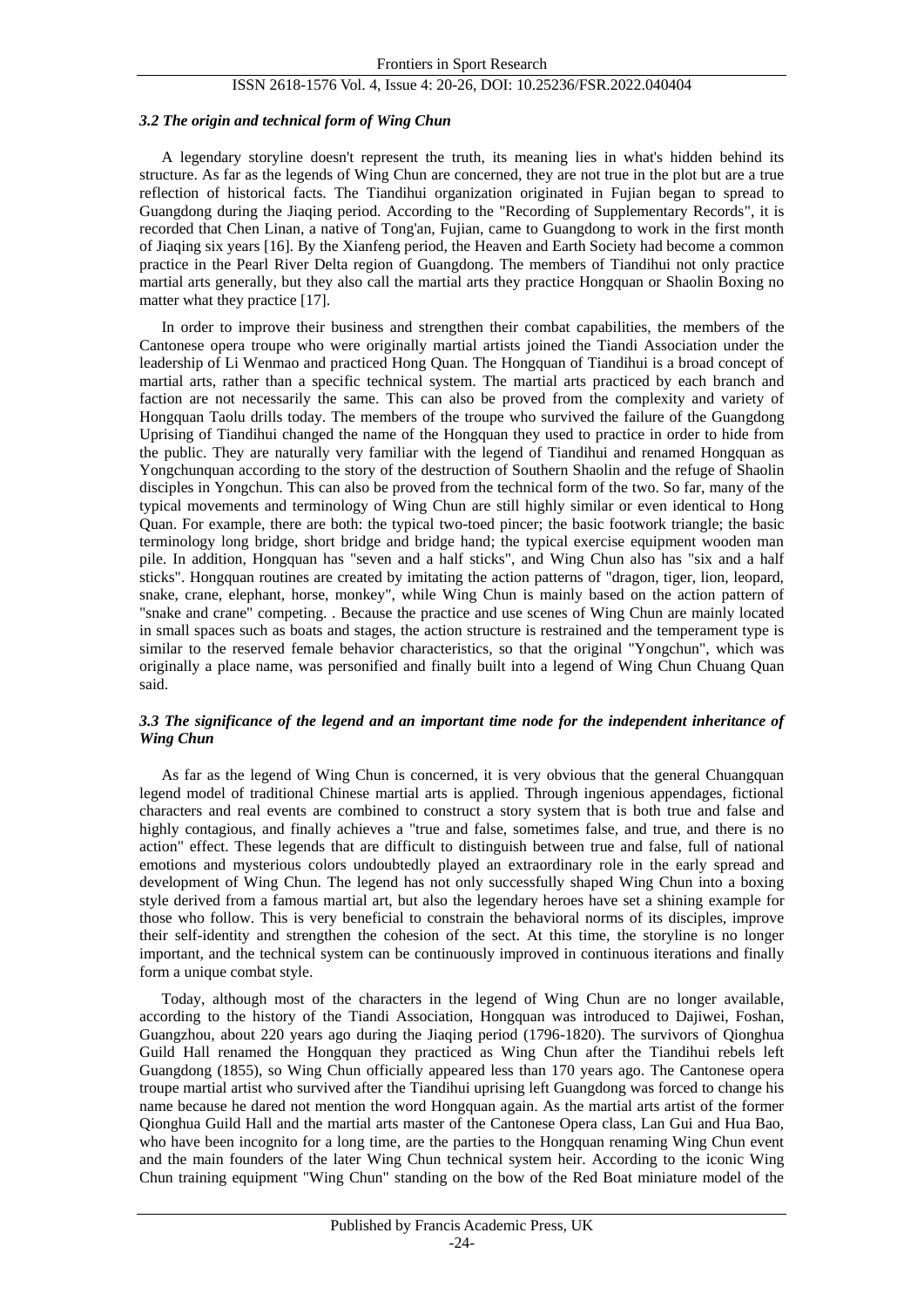### *3.2 The origin and technical form of Wing Chun*

A legendary storyline doesn't represent the truth, its meaning lies in what's hidden behind its structure. As far as the legends of Wing Chun are concerned, they are not true in the plot but are a true reflection of historical facts. The Tiandihui organization originated in Fujian began to spread to Guangdong during the Jiaqing period. According to the "Recording of Supplementary Records", it is recorded that Chen Linan, a native of Tong'an, Fujian, came to Guangdong to work in the first month of Jiaqing six years [16]. By the Xianfeng period, the Heaven and Earth Society had become a common practice in the Pearl River Delta region of Guangdong. The members of Tiandihui not only practice martial arts generally, but they also call the martial arts they practice Hongquan or Shaolin Boxing no matter what they practice [17].

In order to improve their business and strengthen their combat capabilities, the members of the Cantonese opera troupe who were originally martial artists joined the Tiandi Association under the leadership of Li Wenmao and practiced Hong Quan. The Hongquan of Tiandihui is a broad concept of martial arts, rather than a specific technical system. The martial arts practiced by each branch and faction are not necessarily the same. This can also be proved from the complexity and variety of Hongquan Taolu drills today. The members of the troupe who survived the failure of the Guangdong Uprising of Tiandihui changed the name of the Hongquan they used to practice in order to hide from the public. They are naturally very familiar with the legend of Tiandihui and renamed Hongquan as Yongchunquan according to the story of the destruction of Southern Shaolin and the refuge of Shaolin disciples in Yongchun. This can also be proved from the technical form of the two. So far, many of the typical movements and terminology of Wing Chun are still highly similar or even identical to Hong Quan. For example, there are both: the typical two-toed pincer; the basic footwork triangle; the basic terminology long bridge, short bridge and bridge hand; the typical exercise equipment wooden man pile. In addition, Hongquan has "seven and a half sticks", and Wing Chun also has "six and a half sticks". Hongquan routines are created by imitating the action patterns of "dragon, tiger, lion, leopard, snake, crane, elephant, horse, monkey", while Wing Chun is mainly based on the action pattern of "snake and crane" competing. . Because the practice and use scenes of Wing Chun are mainly located in small spaces such as boats and stages, the action structure is restrained and the temperament type is similar to the reserved female behavior characteristics, so that the original "Yongchun", which was originally a place name, was personified and finally built into a legend of Wing Chun Chuang Quan said.

### *3.3 The significance of the legend and an important time node for the independent inheritance of Wing Chun*

As far as the legend of Wing Chun is concerned, it is very obvious that the general Chuangquan legend model of traditional Chinese martial arts is applied. Through ingenious appendages, fictional characters and real events are combined to construct a story system that is both true and false and highly contagious, and finally achieves a "true and false, sometimes false, and true, and there is no action" effect. These legends that are difficult to distinguish between true and false, full of national emotions and mysterious colors undoubtedly played an extraordinary role in the early spread and development of Wing Chun. The legend has not only successfully shaped Wing Chun into a boxing style derived from a famous martial art, but also the legendary heroes have set a shining example for those who follow. This is very beneficial to constrain the behavioral norms of its disciples, improve their self-identity and strengthen the cohesion of the sect. At this time, the storyline is no longer important, and the technical system can be continuously improved in continuous iterations and finally form a unique combat style.

Today, although most of the characters in the legend of Wing Chun are no longer available, according to the history of the Tiandi Association, Hongquan was introduced to Dajiwei, Foshan, Guangzhou, about 220 years ago during the Jiaqing period (1796-1820). The survivors of Qionghua Guild Hall renamed the Hongquan they practiced as Wing Chun after the Tiandihui rebels left Guangdong (1855), so Wing Chun officially appeared less than 170 years ago. The Cantonese opera troupe martial artist who survived after the Tiandihui uprising left Guangdong was forced to change his name because he dared not mention the word Hongquan again. As the martial arts artist of the former Qionghua Guild Hall and the martial arts master of the Cantonese Opera class, Lan Gui and Hua Bao, who have been incognito for a long time, are the parties to the Hongquan renaming Wing Chun event and the main founders of the later Wing Chun technical system heir. According to the iconic Wing Chun training equipment "Wing Chun" standing on the bow of the Red Boat miniature model of the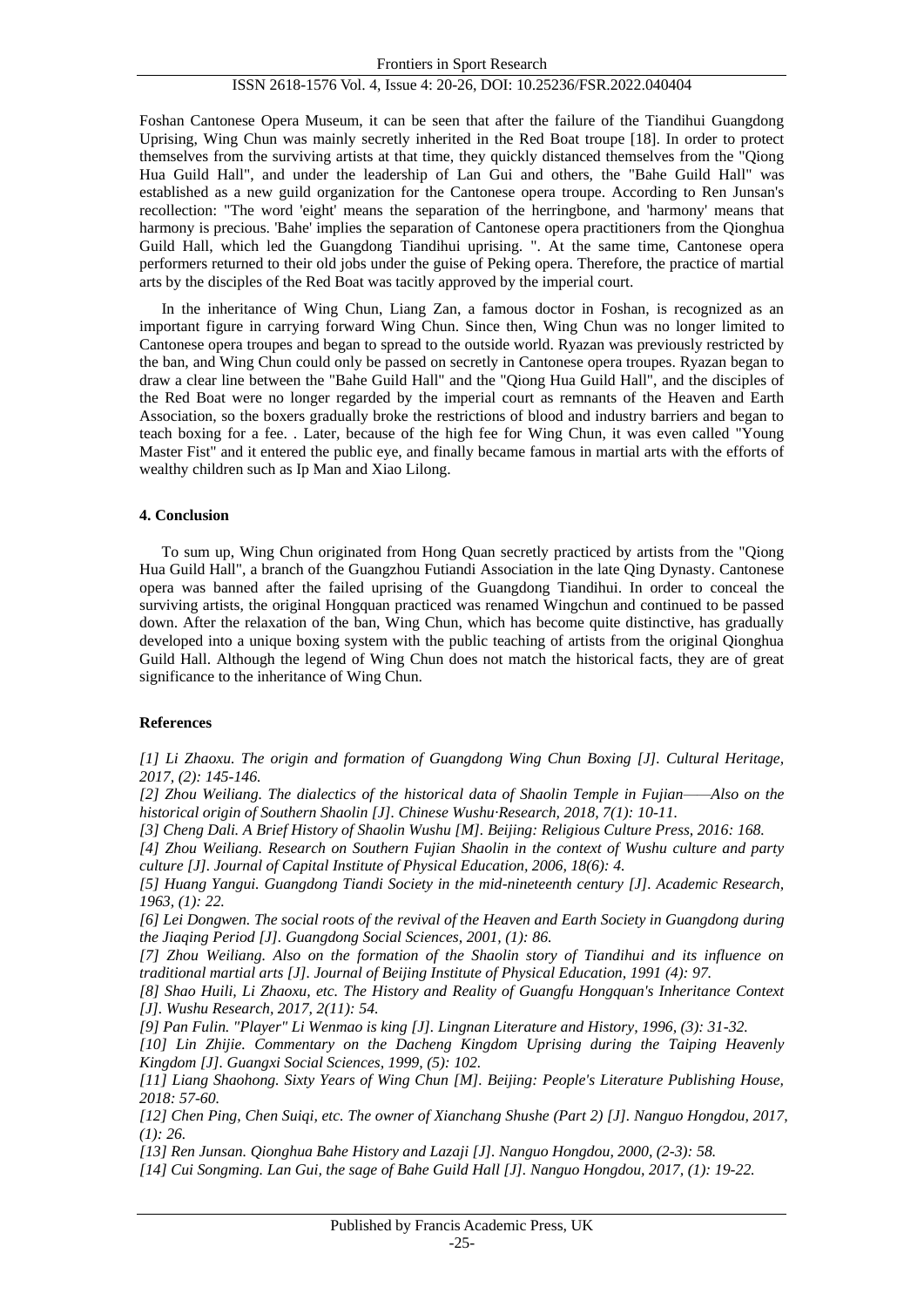Foshan Cantonese Opera Museum, it can be seen that after the failure of the Tiandihui Guangdong Uprising, Wing Chun was mainly secretly inherited in the Red Boat troupe [18]. In order to protect themselves from the surviving artists at that time, they quickly distanced themselves from the "Qiong Hua Guild Hall", and under the leadership of Lan Gui and others, the "Bahe Guild Hall" was established as a new guild organization for the Cantonese opera troupe. According to Ren Junsan's recollection: "The word 'eight' means the separation of the herringbone, and 'harmony' means that harmony is precious. 'Bahe' implies the separation of Cantonese opera practitioners from the Qionghua Guild Hall, which led the Guangdong Tiandihui uprising. ". At the same time, Cantonese opera performers returned to their old jobs under the guise of Peking opera. Therefore, the practice of martial arts by the disciples of the Red Boat was tacitly approved by the imperial court.

In the inheritance of Wing Chun, Liang Zan, a famous doctor in Foshan, is recognized as an important figure in carrying forward Wing Chun. Since then, Wing Chun was no longer limited to Cantonese opera troupes and began to spread to the outside world. Ryazan was previously restricted by the ban, and Wing Chun could only be passed on secretly in Cantonese opera troupes. Ryazan began to draw a clear line between the "Bahe Guild Hall" and the "Qiong Hua Guild Hall", and the disciples of the Red Boat were no longer regarded by the imperial court as remnants of the Heaven and Earth Association, so the boxers gradually broke the restrictions of blood and industry barriers and began to teach boxing for a fee. . Later, because of the high fee for Wing Chun, it was even called "Young Master Fist" and it entered the public eye, and finally became famous in martial arts with the efforts of wealthy children such as Ip Man and Xiao Lilong.

## 4. Conclusion

To sum up, Wing Chun originated from Hong Quan secretly practiced by artists from the "Qiong Hua Guild Hall", a branch of the Guangzhou Futiandi Association in the late Qing Dynasty. Cantonese opera was banned after the failed uprising of the Guangdong Tiandihui. In order to conceal the surviving artists, the original Hongquan practiced was renamed Wingchun and continued to be passed down. After the relaxation of the ban, Wing Chun, which has become quite distinctive, has gradually developed into a unique boxing system with the public teaching of artists from the original Qionghua Guild Hall. Although the legend of Wing Chun does not match the historical facts, they are of great significance to the inheritance of Wing Chun.

## References

*[1] Li Zhaoxu. The origin and formation of Guangdong Wing Chun Boxing [J]. Cultural Heritage, 2017, (2): 145-146.*

*[2] Zhou Weiliang. The dialectics of the historical data of Shaolin Temple in Fujian——Also on the historical origin of Southern Shaolin [J]. Chinese Wushu·Research, 2018, 7(1): 10-11.*

*[3] Cheng Dali. A Brief History of Shaolin Wushu [M]. Beijing: Religious Culture Press, 2016: 168.*

*[4] Zhou Weiliang. Research on Southern Fujian Shaolin in the context of Wushu culture and party culture [J]. Journal of Capital Institute of Physical Education, 2006, 18(6): 4.*

*[5] Huang Yangui. Guangdong Tiandi Society in the mid-nineteenth century [J]. Academic Research, 1963, (1): 22.*

*[6] Lei Dongwen. The social roots of the revival of the Heaven and Earth Society in Guangdong during the Jiaqing Period [J]. Guangdong Social Sciences, 2001, (1): 86.*

*[7] Zhou Weiliang. Also on the formation of the Shaolin story of Tiandihui and its influence on traditional martial arts [J]. Journal of Beijing Institute of Physical Education, 1991 (4): 97.*

*[8] Shao Huili, Li Zhaoxu, etc. The History and Reality of Guangfu Hongquan's Inheritance Context [J]. Wushu Research, 2017, 2(11): 54.*

*[9] Pan Fulin. "Player" Li Wenmao is king [J]. Lingnan Literature and History, 1996, (3): 31-32.*

*[10] Lin Zhijie. Commentary on the Dacheng Kingdom Uprising during the Taiping Heavenly Kingdom [J]. Guangxi Social Sciences, 1999, (5): 102.*

*[11] Liang Shaohong. Sixty Years of Wing Chun [M]. Beijing: People's Literature Publishing House, 2018: 57-60.*

*[12] Chen Ping, Chen Suiqi, etc. The owner of Xianchang Shushe (Part 2) [J]. Nanguo Hongdou, 2017, (1): 26.*

*[13] Ren Junsan. Qionghua Bahe History and Lazaji [J]. Nanguo Hongdou, 2000, (2-3): 58.*

*[14] Cui Songming. Lan Gui, the sage of Bahe Guild Hall [J]. Nanguo Hongdou, 2017, (1): 19-22.*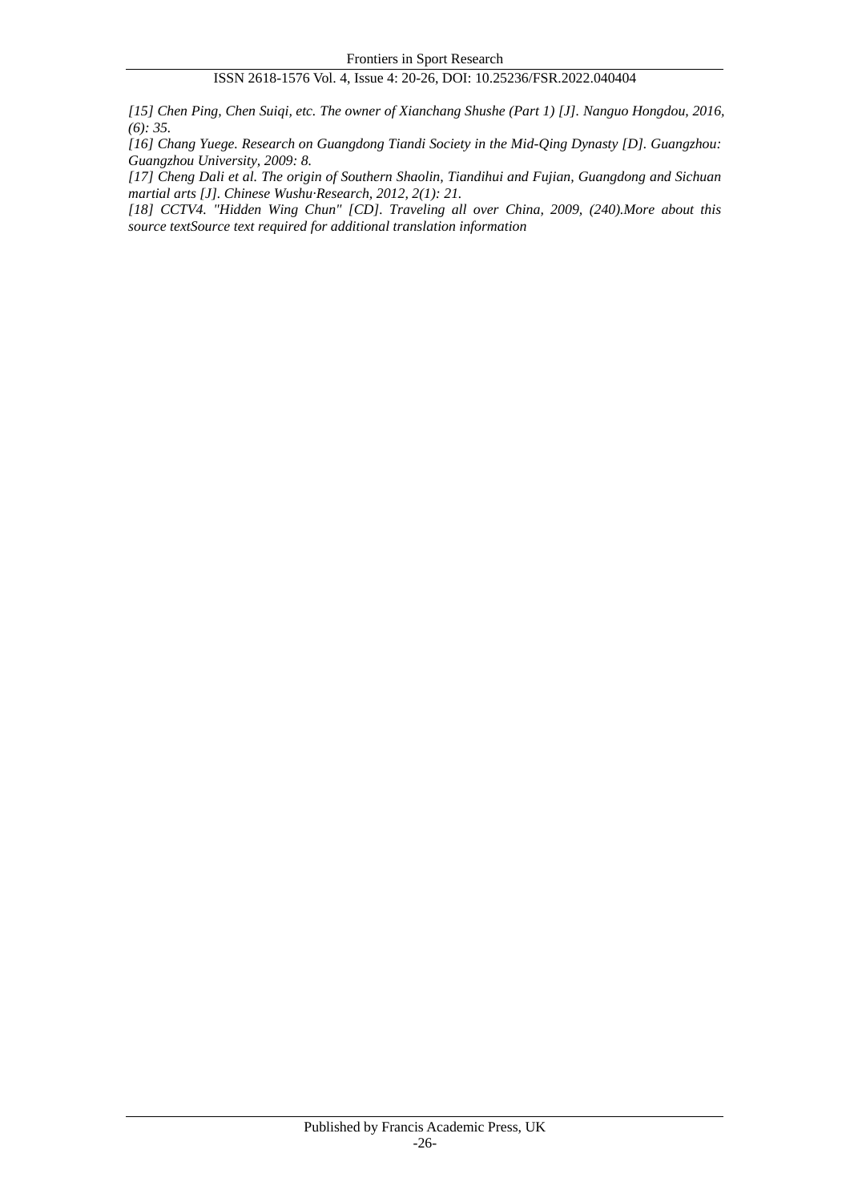*[15] Chen Ping, Chen Suiqi, etc. The owner of Xianchang Shushe (Part 1) [J]. Nanguo Hongdou, 2016, (6): 35.*

*[16] Chang Yuege. Research on Guangdong Tiandi Society in the Mid-Qing Dynasty [D]. Guangzhou: Guangzhou University, 2009: 8.*

*[17] Cheng Dali et al. The origin of Southern Shaolin, Tiandihui and Fujian, Guangdong and Sichuan martial arts [J]. Chinese Wushu·Research, 2012, 2(1): 21.*

*[18] CCTV4. "Hidden Wing Chun" [CD]. Traveling all over China, 2009, (240).More about this source textSource text required for additional translation information*